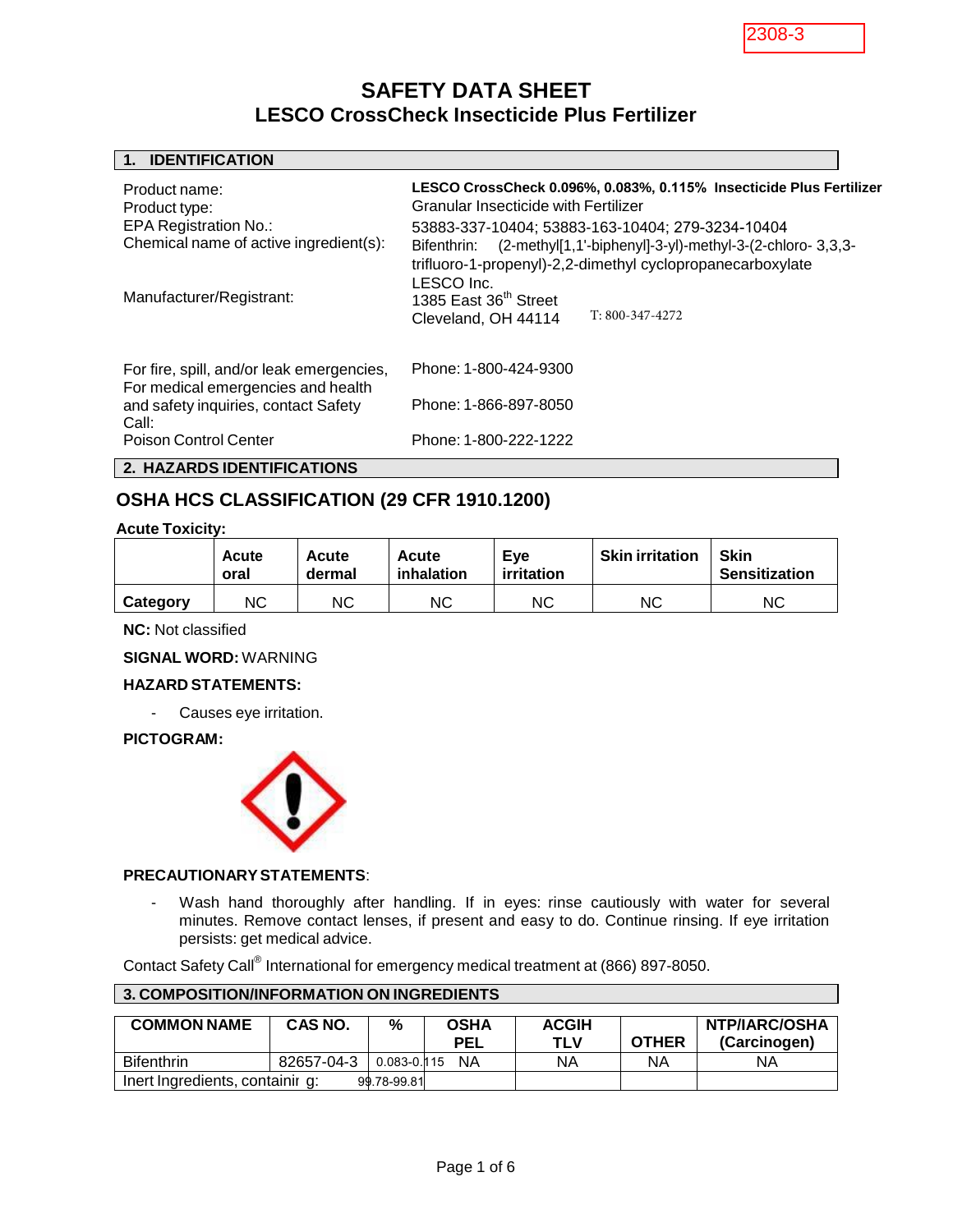2308-3

# SAFETY DATA SHEET
## LESCO CrossCheck Insecticide Plus Fertilizer

### 1. IDENTIFICATION

| | |
|---|---|
| Product name: | **LESCO CrossCheck 0.096%, 0.083%, 0.115% Insecticide Plus Fertilizer** |
| Product type: | Granular Insecticide with Fertilizer |
| EPA Registration No.: | 53883-337-10404; 53883-163-10404; 279-3234-10404 |
| Chemical name of active ingredient(s): | Bifenthrin: (2-methyl[1,1'-biphenyl]-3-yl)-methyl-3-(2-chloro- 3,3,3-trifluoro-1-propenyl)-2,2-dimethyl cyclopropanecarboxylate |
| Manufacturer/Registrant: | LESCO Inc.<br>1385 East 36th Street<br>Cleveland, OH 44114 T: 800-347-4272 |
| For fire, spill, and/or leak emergencies, | Phone: 1-800-424-9300 |
| For medical emergencies and health and safety inquiries, contact Safety Call: | Phone: 1-866-897-8050 |
| Poison Control Center | Phone: 1-800-222-1222 |

### 2. HAZARDS IDENTIFICATIONS

## OSHA HCS CLASSIFICATION (29 CFR 1910.1200)

**Acute Toxicity:**

| | Acute oral | Acute dermal | Acute inhalation | Eye irritation | Skin irritation | Skin Sensitization |
|---|---|---|---|---|---|---|
| **Category** | NC | NC | NC | NC | NC | NC |

**NC:** Not classified

**SIGNAL WORD:** WARNING

**HAZARD STATEMENTS:**

- Causes eye irritation.

**PICTOGRAM:**

**PRECAUTIONARY STATEMENTS**:

- Wash hand thoroughly after handling. If in eyes: rinse cautiously with water for several minutes. Remove contact lenses, if present and easy to do. Continue rinsing. If eye irritation persists: get medical advice.

Contact Safety Call® International for emergency medical treatment at (866) 897-8050.

### 3. COMPOSITION/INFORMATION ON INGREDIENTS

| COMMON NAME | CAS NO. | % | OSHA PEL | ACGIH TLV | OTHER | NTP/IARC/OSHA (Carcinogen) |
|---|---|---|---|---|---|---|
| Bifenthrin | 82657-04-3 | 0.083-0.115 | NA | NA | NA | NA |
| Inert Ingredients, containing: | | 99.78-99.81 | | | | |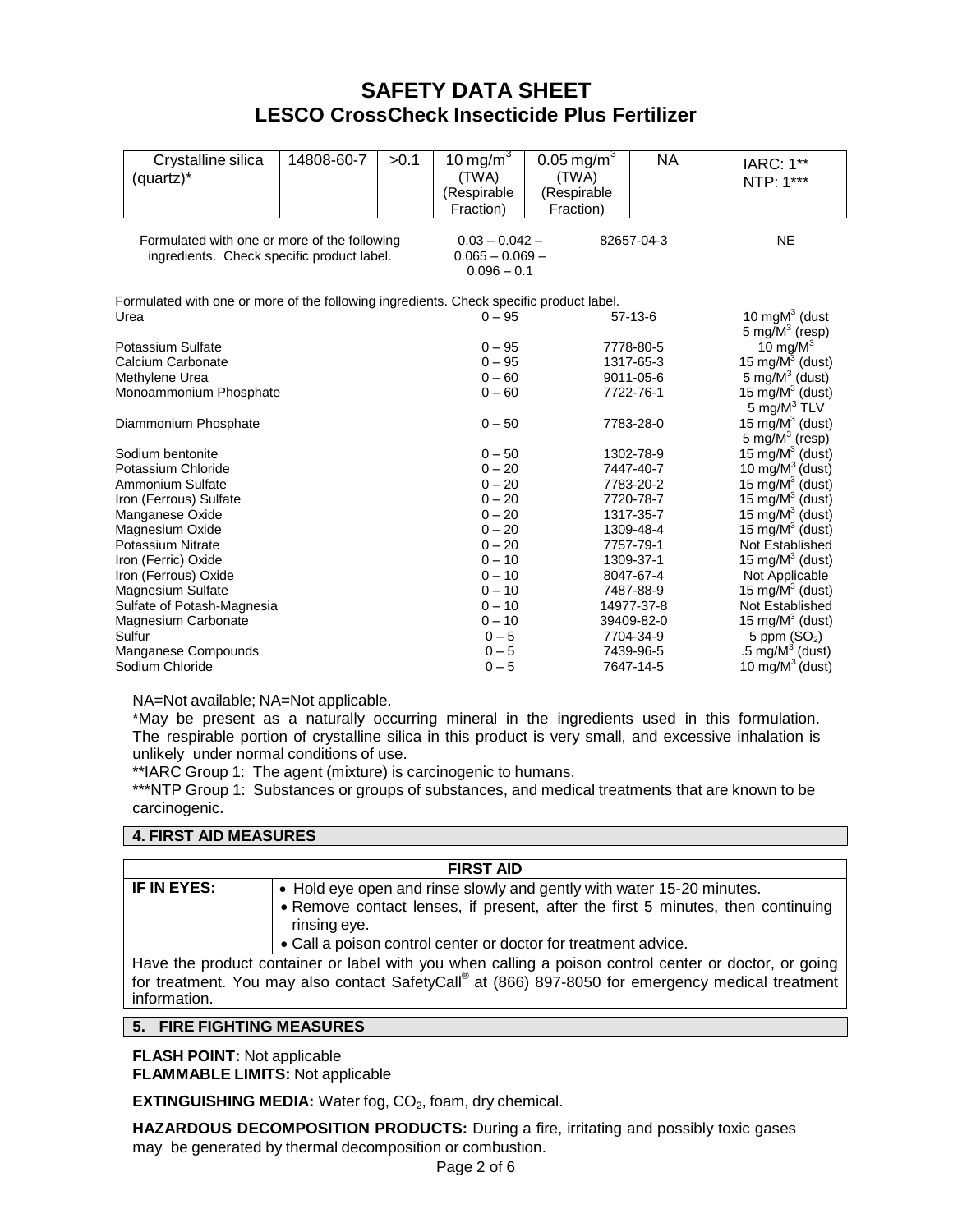| Crystalline silica (quartz)* | 14808-60-7 | >0.1 | 10 mg/m$^3$ (TWA) (Respirable Fraction) | 0.05 mg/m$^3$ (TWA) (Respirable Fraction) | NA | IARC: 1** NTP: 1*** |
|---|---|---|---|---|---|---|

| | | | |
|---|---|---|---|
| Formulated with one or more of the following ingredients. Check specific product label. | 0.03 – 0.042 – 0.065 – 0.069 – 0.096 – 0.1 | 82657-04-3 | NE |

Formulated with one or more of the following ingredients. Check specific product label.

| Ingredient | % | CAS | Exposure Limit |
|---|---|---|---|
| Urea | 0 – 95 | 57-13-6 | 10 mgM$^3$ (dust 5 mg/M$^3$ (resp) |
| Potassium Sulfate | 0 – 95 | 7778-80-5 | 10 mg/M$^3$ |
| Calcium Carbonate | 0 – 95 | 1317-65-3 | 15 mg/M$^3$ (dust) |
| Methylene Urea | 0 – 60 | 9011-05-6 | 5 mg/M$^3$ (dust) |
| Monoammonium Phosphate | 0 – 60 | 7722-76-1 | 15 mg/M$^3$ (dust) 5 mg/M$^3$ TLV |
| Diammonium Phosphate | 0 – 50 | 7783-28-0 | 15 mg/M$^3$ (dust) 5 mg/M$^3$ (resp) |
| Sodium bentonite | 0 – 50 | 1302-78-9 | 15 mg/M$^3$ (dust) |
| Potassium Chloride | 0 – 20 | 7447-40-7 | 10 mg/M$^3$ (dust) |
| Ammonium Sulfate | 0 – 20 | 7783-20-2 | 15 mg/M$^3$ (dust) |
| Iron (Ferrous) Sulfate | 0 – 20 | 7720-78-7 | 15 mg/M$^3$ (dust) |
| Manganese Oxide | 0 – 20 | 1317-35-7 | 15 mg/M$^3$ (dust) |
| Magnesium Oxide | 0 – 20 | 1309-48-4 | 15 mg/M$^3$ (dust) |
| Potassium Nitrate | 0 – 20 | 7757-79-1 | Not Established |
| Iron (Ferric) Oxide | 0 – 10 | 1309-37-1 | 15 mg/M$^3$ (dust) |
| Iron (Ferrous) Oxide | 0 – 10 | 8047-67-4 | Not Applicable |
| Magnesium Sulfate | 0 – 10 | 7487-88-9 | 15 mg/M$^3$ (dust) |
| Sulfate of Potash-Magnesia | 0 – 10 | 14977-37-8 | Not Established |
| Magnesium Carbonate | 0 – 10 | 39409-82-0 | 15 mg/M$^3$ (dust) |
| Sulfur | 0 – 5 | 7704-34-9 | 5 ppm ($SO_2$) |
| Manganese Compounds | 0 – 5 | 7439-96-5 | .5 mg/M$^3$ (dust) |
| Sodium Chloride | 0 – 5 | 7647-14-5 | 10 mg/M$^3$ (dust) |

NA=Not available; NA=Not applicable.

*May be present as a naturally occurring mineral in the ingredients used in this formulation. The respirable portion of crystalline silica in this product is very small, and excessive inhalation is unlikely under normal conditions of use.

**IARC Group 1: The agent (mixture) is carcinogenic to humans.

***NTP Group 1: Substances or groups of substances, and medical treatments that are known to be carcinogenic.

## 4. FIRST AID MEASURES

| FIRST AID | |
|---|---|
| **IF IN EYES:** | • Hold eye open and rinse slowly and gently with water 15-20 minutes. • Remove contact lenses, if present, after the first 5 minutes, then continuing rinsing eye. • Call a poison control center or doctor for treatment advice. |
| Have the product container or label with you when calling a poison control center or doctor, or going for treatment. You may also contact SafetyCall® at (866) 897-8050 for emergency medical treatment information. | |

## 5. FIRE FIGHTING MEASURES

**FLASH POINT:** Not applicable
**FLAMMABLE LIMITS:** Not applicable

**EXTINGUISHING MEDIA:** Water fog, $CO_2$, foam, dry chemical.

**HAZARDOUS DECOMPOSITION PRODUCTS:** During a fire, irritating and possibly toxic gases may be generated by thermal decomposition or combustion.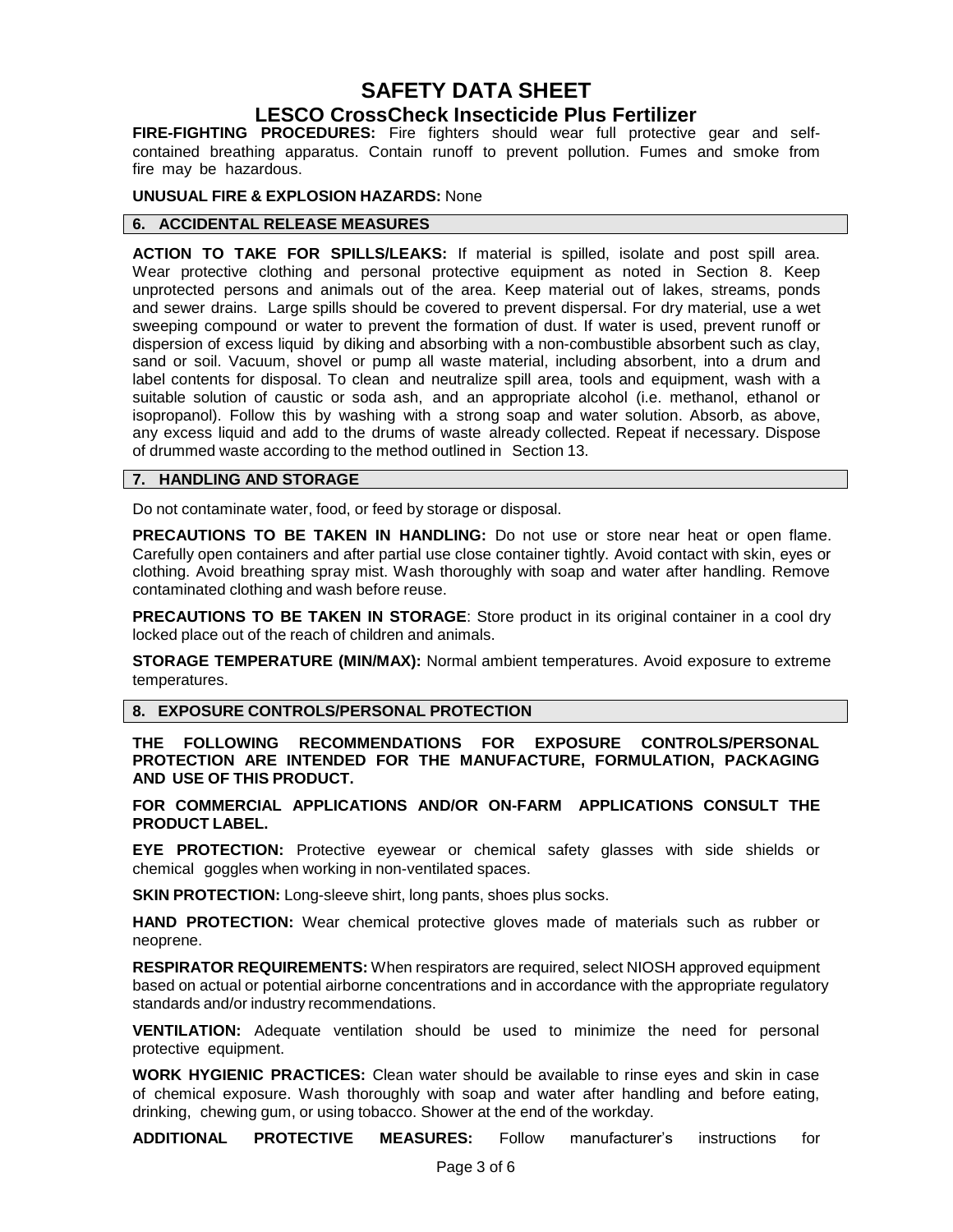**FIRE-FIGHTING PROCEDURES:** Fire fighters should wear full protective gear and self-contained breathing apparatus. Contain runoff to prevent pollution. Fumes and smoke from fire may be hazardous.

**UNUSUAL FIRE & EXPLOSION HAZARDS:** None

## 6. ACCIDENTAL RELEASE MEASURES

**ACTION TO TAKE FOR SPILLS/LEAKS:** If material is spilled, isolate and post spill area. Wear protective clothing and personal protective equipment as noted in Section 8. Keep unprotected persons and animals out of the area. Keep material out of lakes, streams, ponds and sewer drains. Large spills should be covered to prevent dispersal. For dry material, use a wet sweeping compound or water to prevent the formation of dust. If water is used, prevent runoff or dispersion of excess liquid by diking and absorbing with a non-combustible absorbent such as clay, sand or soil. Vacuum, shovel or pump all waste material, including absorbent, into a drum and label contents for disposal. To clean and neutralize spill area, tools and equipment, wash with a suitable solution of caustic or soda ash, and an appropriate alcohol (i.e. methanol, ethanol or isopropanol). Follow this by washing with a strong soap and water solution. Absorb, as above, any excess liquid and add to the drums of waste already collected. Repeat if necessary. Dispose of drummed waste according to the method outlined in Section 13.

## 7. HANDLING AND STORAGE

Do not contaminate water, food, or feed by storage or disposal.

**PRECAUTIONS TO BE TAKEN IN HANDLING:** Do not use or store near heat or open flame. Carefully open containers and after partial use close container tightly. Avoid contact with skin, eyes or clothing. Avoid breathing spray mist. Wash thoroughly with soap and water after handling. Remove contaminated clothing and wash before reuse.

**PRECAUTIONS TO BE TAKEN IN STORAGE**: Store product in its original container in a cool dry locked place out of the reach of children and animals.

**STORAGE TEMPERATURE (MIN/MAX):** Normal ambient temperatures. Avoid exposure to extreme temperatures.

## 8. EXPOSURE CONTROLS/PERSONAL PROTECTION

**THE FOLLOWING RECOMMENDATIONS FOR EXPOSURE CONTROLS/PERSONAL PROTECTION ARE INTENDED FOR THE MANUFACTURE, FORMULATION, PACKAGING AND USE OF THIS PRODUCT.**

**FOR COMMERCIAL APPLICATIONS AND/OR ON-FARM APPLICATIONS CONSULT THE PRODUCT LABEL.**

**EYE PROTECTION:** Protective eyewear or chemical safety glasses with side shields or chemical goggles when working in non-ventilated spaces.

**SKIN PROTECTION:** Long-sleeve shirt, long pants, shoes plus socks.

**HAND PROTECTION:** Wear chemical protective gloves made of materials such as rubber or neoprene.

**RESPIRATOR REQUIREMENTS:** When respirators are required, select NIOSH approved equipment based on actual or potential airborne concentrations and in accordance with the appropriate regulatory standards and/or industry recommendations.

**VENTILATION:** Adequate ventilation should be used to minimize the need for personal protective equipment.

**WORK HYGIENIC PRACTICES:** Clean water should be available to rinse eyes and skin in case of chemical exposure. Wash thoroughly with soap and water after handling and before eating, drinking, chewing gum, or using tobacco. Shower at the end of the workday.

**ADDITIONAL PROTECTIVE MEASURES:** Follow manufacturer's instructions for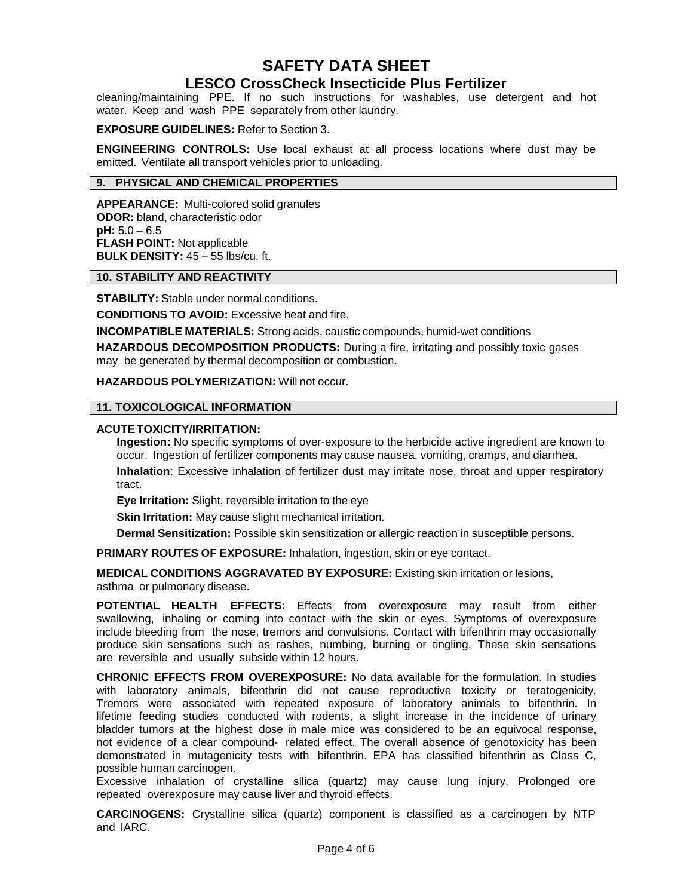cleaning/maintaining PPE. If no such instructions for washables, use detergent and hot water. Keep and wash PPE separately from other laundry.

**EXPOSURE GUIDELINES:** Refer to Section 3.

**ENGINEERING CONTROLS:** Use local exhaust at all process locations where dust may be emitted. Ventilate all transport vehicles prior to unloading.

## 9. PHYSICAL AND CHEMICAL PROPERTIES

**APPEARANCE:** Multi-colored solid granules
**ODOR:** bland, characteristic odor
**pH:** 5.0 – 6.5
**FLASH POINT:** Not applicable
**BULK DENSITY:** 45 – 55 lbs/cu. ft.

## 10. STABILITY AND REACTIVITY

**STABILITY:** Stable under normal conditions.

**CONDITIONS TO AVOID:** Excessive heat and fire.

**INCOMPATIBLE MATERIALS:** Strong acids, caustic compounds, humid-wet conditions

**HAZARDOUS DECOMPOSITION PRODUCTS:** During a fire, irritating and possibly toxic gases may be generated by thermal decomposition or combustion.

**HAZARDOUS POLYMERIZATION:** Will not occur.

## 11. TOXICOLOGICAL INFORMATION

**ACUTE TOXICITY/IRRITATION:**

**Ingestion:** No specific symptoms of over-exposure to the herbicide active ingredient are known to occur. Ingestion of fertilizer components may cause nausea, vomiting, cramps, and diarrhea.

**Inhalation**: Excessive inhalation of fertilizer dust may irritate nose, throat and upper respiratory tract.

**Eye Irritation:** Slight, reversible irritation to the eye

**Skin Irritation:** May cause slight mechanical irritation.

**Dermal Sensitization:** Possible skin sensitization or allergic reaction in susceptible persons.

**PRIMARY ROUTES OF EXPOSURE:** Inhalation, ingestion, skin or eye contact.

**MEDICAL CONDITIONS AGGRAVATED BY EXPOSURE:** Existing skin irritation or lesions, asthma or pulmonary disease.

**POTENTIAL HEALTH EFFECTS:** Effects from overexposure may result from either swallowing, inhaling or coming into contact with the skin or eyes. Symptoms of overexposure include bleeding from the nose, tremors and convulsions. Contact with bifenthrin may occasionally produce skin sensations such as rashes, numbing, burning or tingling. These skin sensations are reversible and usually subside within 12 hours.

**CHRONIC EFFECTS FROM OVEREXPOSURE:** No data available for the formulation. In studies with laboratory animals, bifenthrin did not cause reproductive toxicity or teratogenicity. Tremors were associated with repeated exposure of laboratory animals to bifenthrin. In lifetime feeding studies conducted with rodents, a slight increase in the incidence of urinary bladder tumors at the highest dose in male mice was considered to be an equivocal response, not evidence of a clear compound- related effect. The overall absence of genotoxicity has been demonstrated in mutagenicity tests with bifenthrin. EPA has classified bifenthrin as Class C, possible human carcinogen.
Excessive inhalation of crystalline silica (quartz) may cause lung injury. Prolonged ore repeated overexposure may cause liver and thyroid effects.

**CARCINOGENS:** Crystalline silica (quartz) component is classified as a carcinogen by NTP and IARC.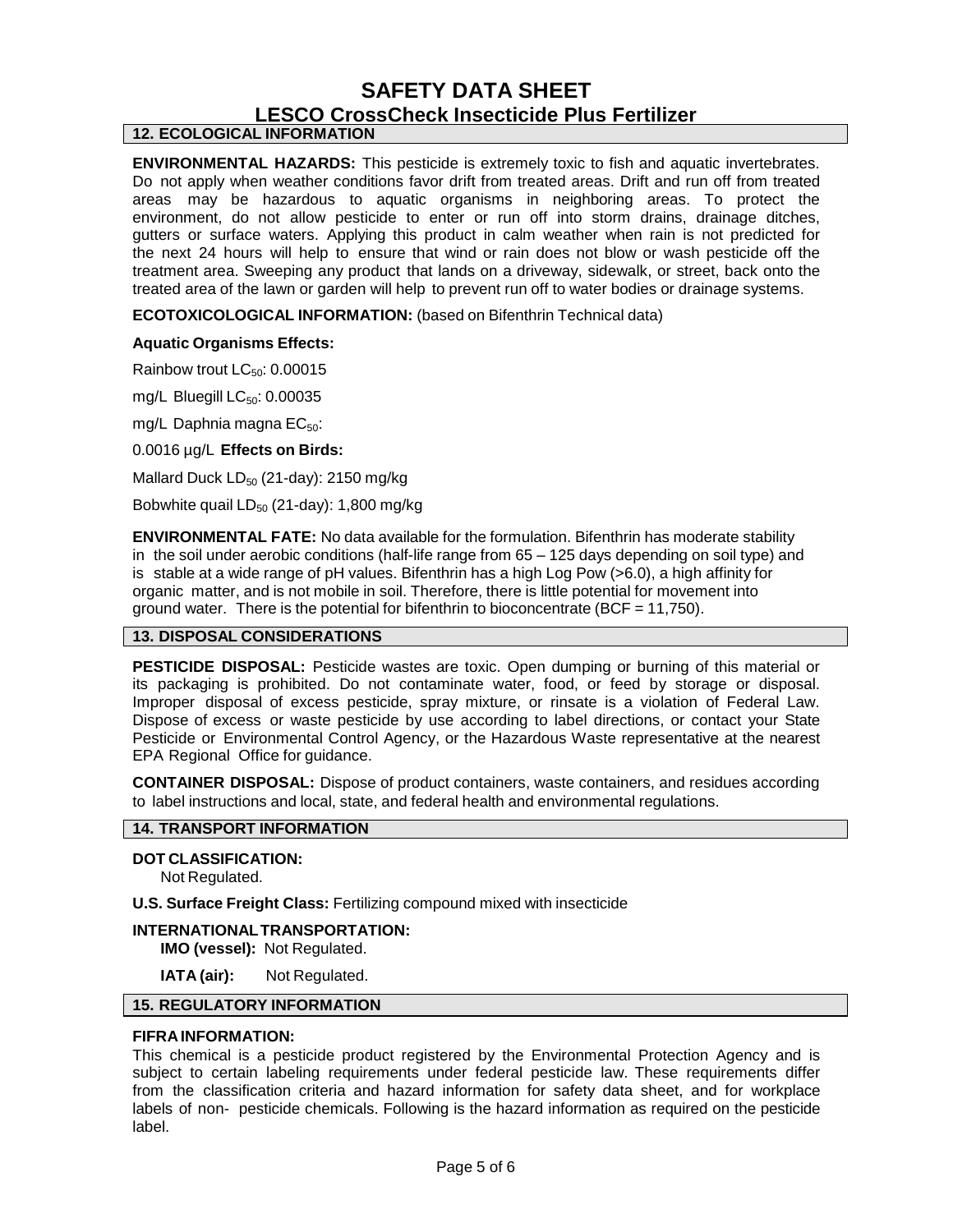# SAFETY DATA SHEET

## LESCO CrossCheck Insecticide Plus Fertilizer

### 12. ECOLOGICAL INFORMATION

**ENVIRONMENTAL HAZARDS:** This pesticide is extremely toxic to fish and aquatic invertebrates. Do not apply when weather conditions favor drift from treated areas. Drift and run off from treated areas may be hazardous to aquatic organisms in neighboring areas. To protect the environment, do not allow pesticide to enter or run off into storm drains, drainage ditches, gutters or surface waters. Applying this product in calm weather when rain is not predicted for the next 24 hours will help to ensure that wind or rain does not blow or wash pesticide off the treatment area. Sweeping any product that lands on a driveway, sidewalk, or street, back onto the treated area of the lawn or garden will help to prevent run off to water bodies or drainage systems.

**ECOTOXICOLOGICAL INFORMATION:** (based on Bifenthrin Technical data)

**Aquatic Organisms Effects:**

Rainbow trout $LC_{50}$: 0.00015

mg/L Bluegill $LC_{50}$: 0.00035

mg/L Daphnia magna $EC_{50}$:

0.0016 µg/L **Effects on Birds:**

Mallard Duck $LD_{50}$ (21-day): 2150 mg/kg

Bobwhite quail $LD_{50}$ (21-day): 1,800 mg/kg

**ENVIRONMENTAL FATE:** No data available for the formulation. Bifenthrin has moderate stability in the soil under aerobic conditions (half-life range from 65 – 125 days depending on soil type) and is stable at a wide range of pH values. Bifenthrin has a high Log Pow (>6.0), a high affinity for organic matter, and is not mobile in soil. Therefore, there is little potential for movement into ground water. There is the potential for bifenthrin to bioconcentrate (BCF = 11,750).

### 13. DISPOSAL CONSIDERATIONS

**PESTICIDE DISPOSAL:** Pesticide wastes are toxic. Open dumping or burning of this material or its packaging is prohibited. Do not contaminate water, food, or feed by storage or disposal. Improper disposal of excess pesticide, spray mixture, or rinsate is a violation of Federal Law. Dispose of excess or waste pesticide by use according to label directions, or contact your State Pesticide or Environmental Control Agency, or the Hazardous Waste representative at the nearest EPA Regional Office for guidance.

**CONTAINER DISPOSAL:** Dispose of product containers, waste containers, and residues according to label instructions and local, state, and federal health and environmental regulations.

### 14. TRANSPORT INFORMATION

**DOT CLASSIFICATION:**
Not Regulated.

**U.S. Surface Freight Class:** Fertilizing compound mixed with insecticide

**INTERNATIONAL TRANSPORTATION:**
**IMO (vessel):** Not Regulated.

**IATA (air):** Not Regulated.

### 15. REGULATORY INFORMATION

**FIFRA INFORMATION:**
This chemical is a pesticide product registered by the Environmental Protection Agency and is subject to certain labeling requirements under federal pesticide law. These requirements differ from the classification criteria and hazard information for safety data sheet, and for workplace labels of non- pesticide chemicals. Following is the hazard information as required on the pesticide label.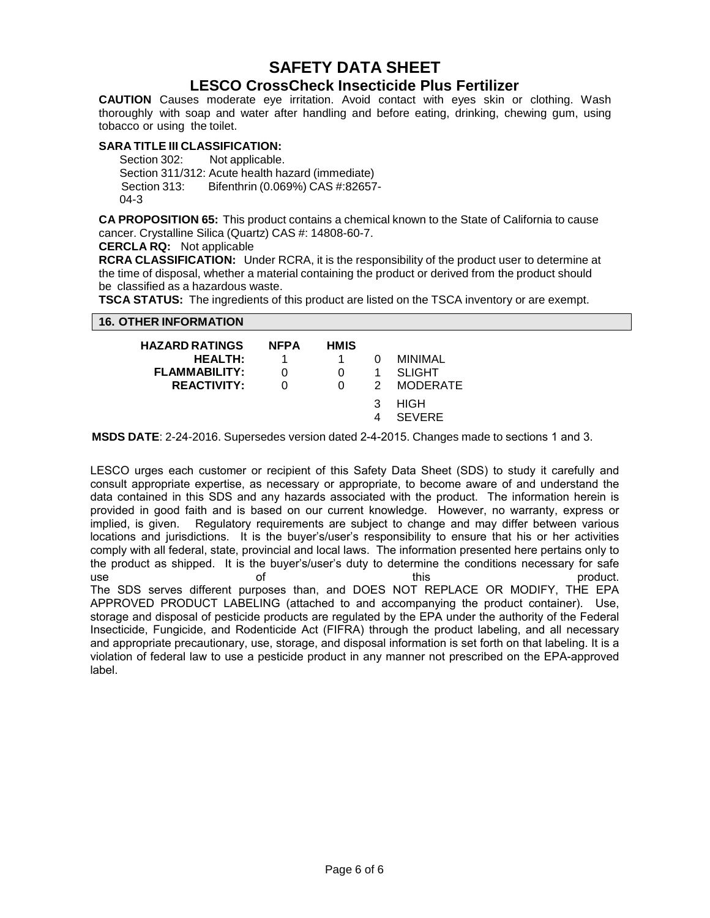# SAFETY DATA SHEET

## LESCO CrossCheck Insecticide Plus Fertilizer

**CAUTION** Causes moderate eye irritation. Avoid contact with eyes skin or clothing. Wash thoroughly with soap and water after handling and before eating, drinking, chewing gum, using tobacco or using the toilet.

**SARA TITLE III CLASSIFICATION:**

Section 302: Not applicable.
Section 311/312: Acute health hazard (immediate)
Section 313: Bifenthrin (0.069%) CAS #:82657-04-3

**CA PROPOSITION 65:** This product contains a chemical known to the State of California to cause cancer. Crystalline Silica (Quartz) CAS #: 14808-60-7.

**CERCLA RQ:** Not applicable

**RCRA CLASSIFICATION:** Under RCRA, it is the responsibility of the product user to determine at the time of disposal, whether a material containing the product or derived from the product should be classified as a hazardous waste.

**TSCA STATUS:** The ingredients of this product are listed on the TSCA inventory or are exempt.

## 16. OTHER INFORMATION

| HAZARD RATINGS | NFPA | HMIS | | |
|---|---|---|---|---|
| HEALTH: | 1 | 1 | 0 | MINIMAL |
| FLAMMABILITY: | 0 | 0 | 1 | SLIGHT |
| REACTIVITY: | 0 | 0 | 2 | MODERATE |
| | | | 3 | HIGH |
| | | | 4 | SEVERE |

**MSDS DATE**: 2-24-2016. Supersedes version dated 2-4-2015. Changes made to sections 1 and 3.

LESCO urges each customer or recipient of this Safety Data Sheet (SDS) to study it carefully and consult appropriate expertise, as necessary or appropriate, to become aware of and understand the data contained in this SDS and any hazards associated with the product. The information herein is provided in good faith and is based on our current knowledge. However, no warranty, express or implied, is given. Regulatory requirements are subject to change and may differ between various locations and jurisdictions. It is the buyer's/user's responsibility to ensure that his or her activities comply with all federal, state, provincial and local laws. The information presented here pertains only to the product as shipped. It is the buyer's/user's duty to determine the conditions necessary for safe use of this product.
The SDS serves different purposes than, and DOES NOT REPLACE OR MODIFY, THE EPA APPROVED PRODUCT LABELING (attached to and accompanying the product container). Use, storage and disposal of pesticide products are regulated by the EPA under the authority of the Federal Insecticide, Fungicide, and Rodenticide Act (FIFRA) through the product labeling, and all necessary and appropriate precautionary, use, storage, and disposal information is set forth on that labeling. It is a violation of federal law to use a pesticide product in any manner not prescribed on the EPA-approved label.